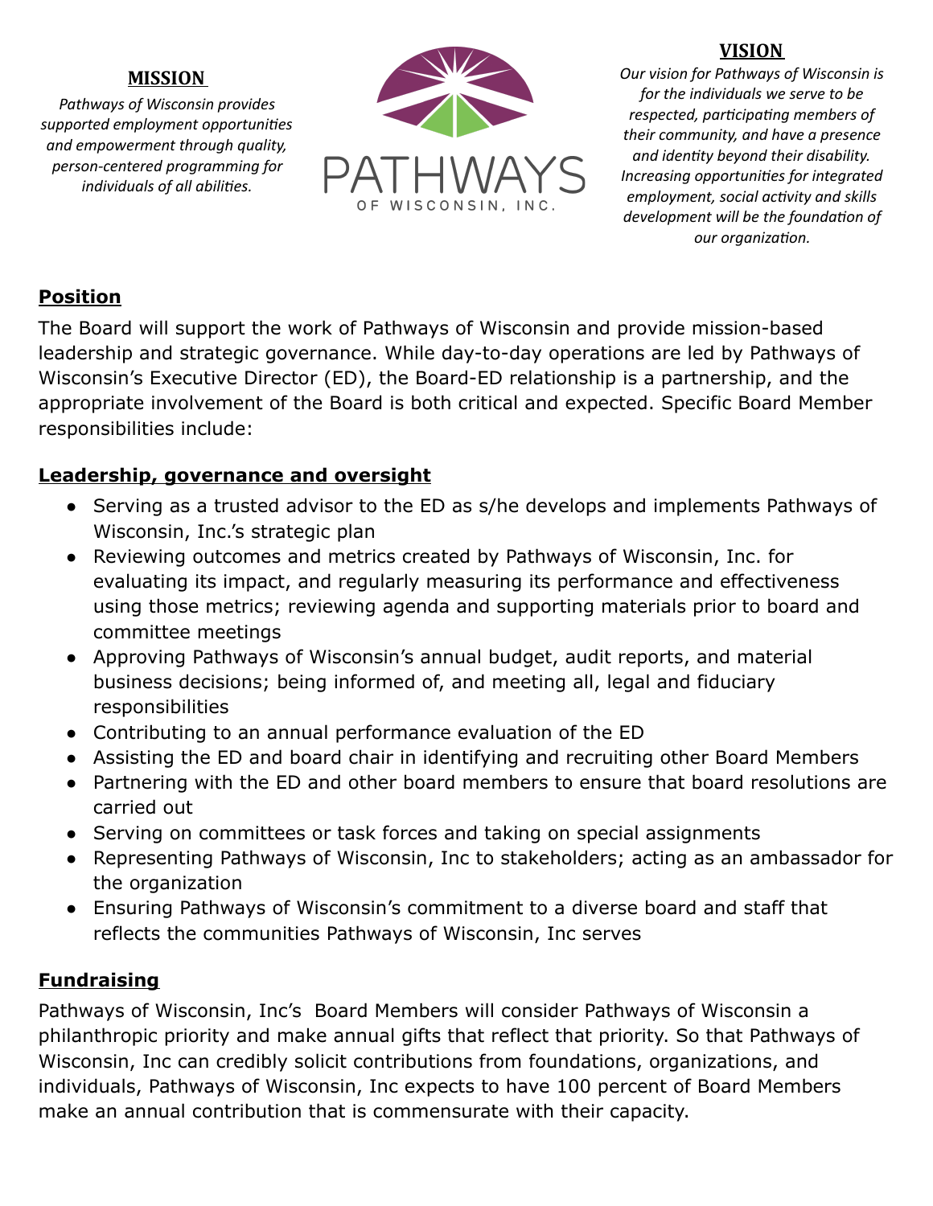## MISSION

*Pathways of Wisconsin provides supported employment opportunities and empowerment through quality, person-centered programming for individuals of all abilities.*

PATHWAYS
OF WISCONSIN, INC.

## VISION

*Our vision for Pathways of Wisconsin is for the individuals we serve to be respected, participating members of their community, and have a presence and identity beyond their disability. Increasing opportunities for integrated employment, social activity and skills development will be the foundation of our organization.*

## Position

The Board will support the work of Pathways of Wisconsin and provide mission-based leadership and strategic governance. While day-to-day operations are led by Pathways of Wisconsin's Executive Director (ED), the Board-ED relationship is a partnership, and the appropriate involvement of the Board is both critical and expected. Specific Board Member responsibilities include:

## Leadership, governance and oversight

- Serving as a trusted advisor to the ED as s/he develops and implements Pathways of Wisconsin, Inc.'s strategic plan
- Reviewing outcomes and metrics created by Pathways of Wisconsin, Inc. for evaluating its impact, and regularly measuring its performance and effectiveness using those metrics; reviewing agenda and supporting materials prior to board and committee meetings
- Approving Pathways of Wisconsin's annual budget, audit reports, and material business decisions; being informed of, and meeting all, legal and fiduciary responsibilities
- Contributing to an annual performance evaluation of the ED
- Assisting the ED and board chair in identifying and recruiting other Board Members
- Partnering with the ED and other board members to ensure that board resolutions are carried out
- Serving on committees or task forces and taking on special assignments
- Representing Pathways of Wisconsin, Inc to stakeholders; acting as an ambassador for the organization
- Ensuring Pathways of Wisconsin's commitment to a diverse board and staff that reflects the communities Pathways of Wisconsin, Inc serves

## Fundraising

Pathways of Wisconsin, Inc's Board Members will consider Pathways of Wisconsin a philanthropic priority and make annual gifts that reflect that priority. So that Pathways of Wisconsin, Inc can credibly solicit contributions from foundations, organizations, and individuals, Pathways of Wisconsin, Inc expects to have 100 percent of Board Members make an annual contribution that is commensurate with their capacity.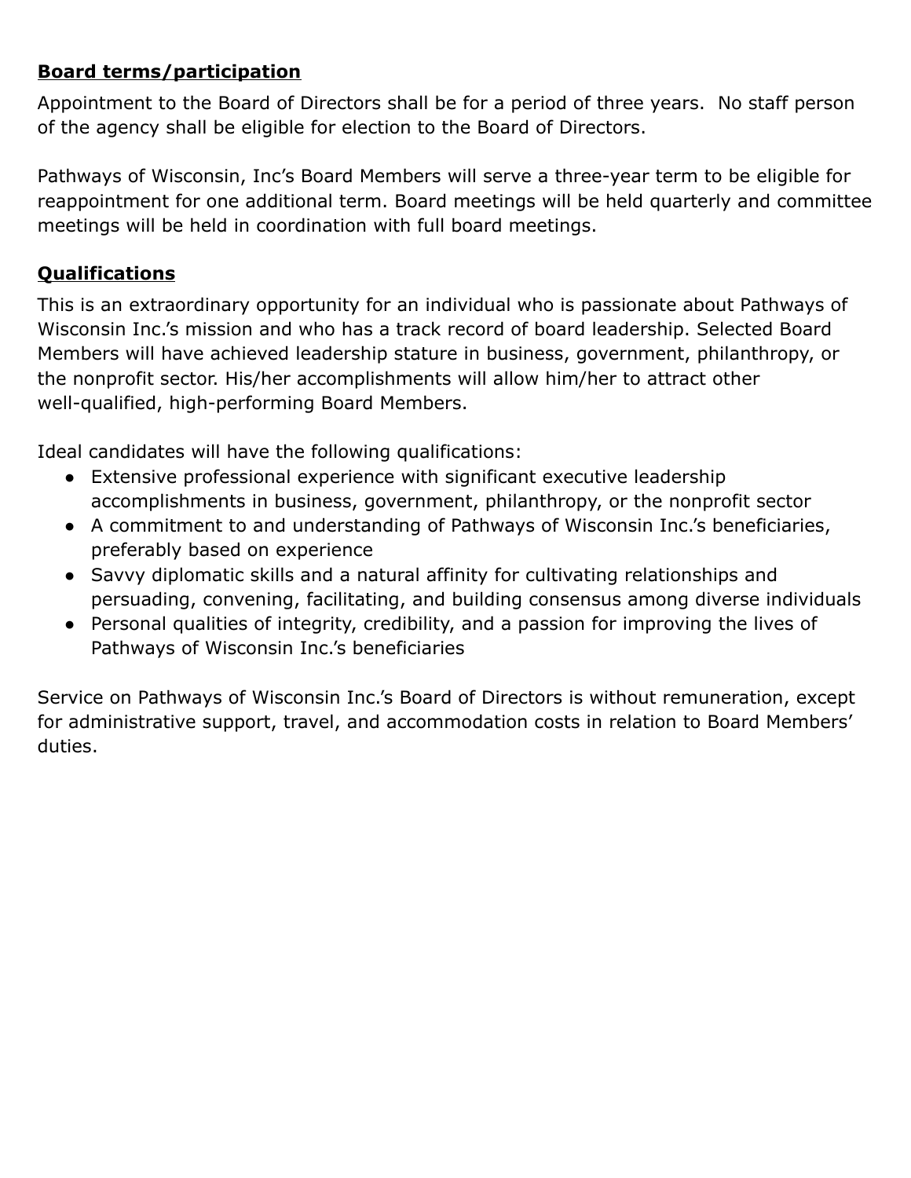**Board terms/participation**

Appointment to the Board of Directors shall be for a period of three years. No staff person of the agency shall be eligible for election to the Board of Directors.

Pathways of Wisconsin, Inc's Board Members will serve a three-year term to be eligible for reappointment for one additional term. Board meetings will be held quarterly and committee meetings will be held in coordination with full board meetings.

**Qualifications**

This is an extraordinary opportunity for an individual who is passionate about Pathways of Wisconsin Inc.'s mission and who has a track record of board leadership. Selected Board Members will have achieved leadership stature in business, government, philanthropy, or the nonprofit sector. His/her accomplishments will allow him/her to attract other well-qualified, high-performing Board Members.

Ideal candidates will have the following qualifications:

- Extensive professional experience with significant executive leadership accomplishments in business, government, philanthropy, or the nonprofit sector
- A commitment to and understanding of Pathways of Wisconsin Inc.'s beneficiaries, preferably based on experience
- Savvy diplomatic skills and a natural affinity for cultivating relationships and persuading, convening, facilitating, and building consensus among diverse individuals
- Personal qualities of integrity, credibility, and a passion for improving the lives of Pathways of Wisconsin Inc.'s beneficiaries

Service on Pathways of Wisconsin Inc.'s Board of Directors is without remuneration, except for administrative support, travel, and accommodation costs in relation to Board Members' duties.